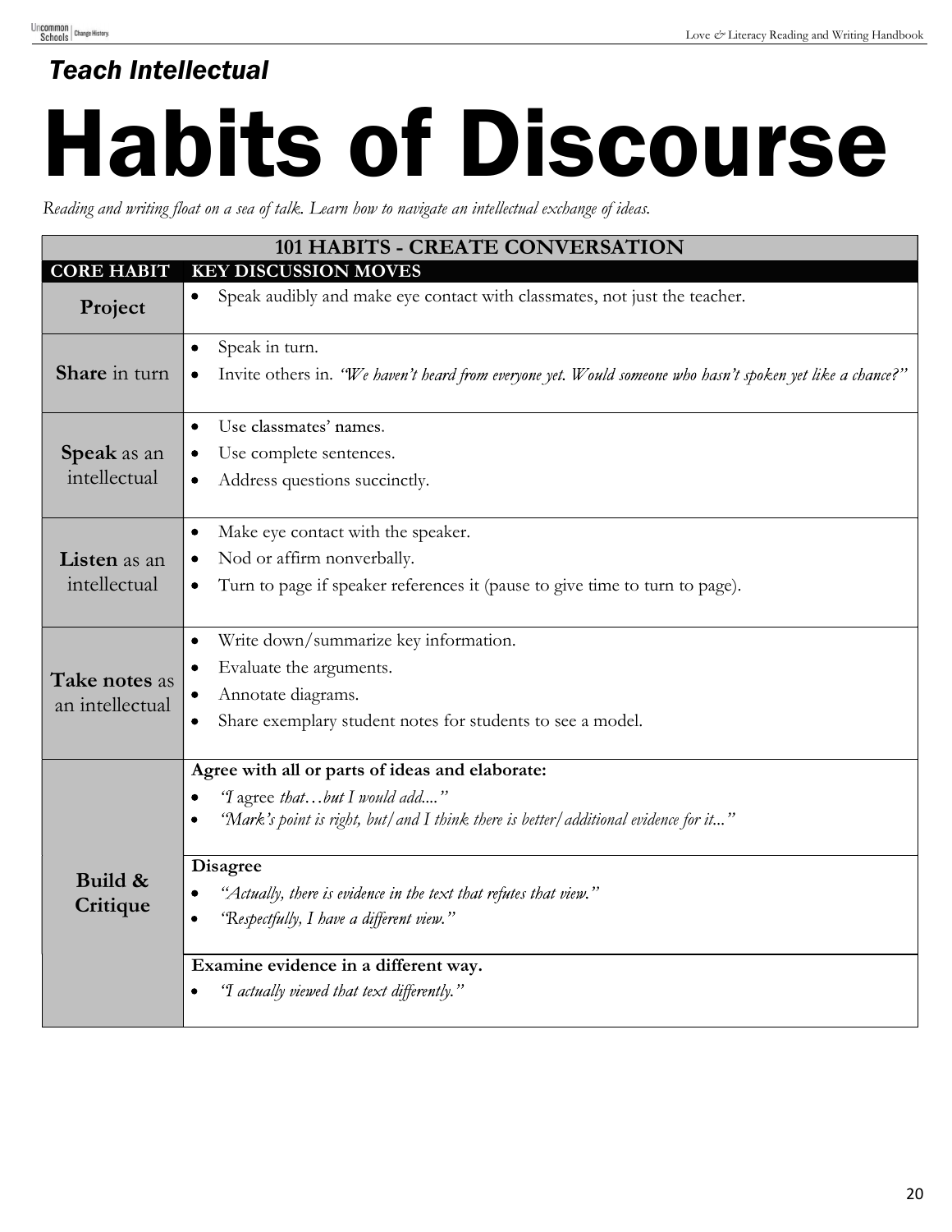### *Teach Intellectual*

# Habits of Discourse

*Reading and writing float on a sea of talk. Learn how to navigate an intellectual exchange of ideas.*

| 101 HABITS - CREATE CONVERSATION | |
|---|---|
| **CORE HABIT** | **KEY DISCUSSION MOVES** |
| **Project** | • Speak audibly and make eye contact with classmates, not just the teacher. |
| **Share** in turn | • Speak in turn.<br>• Invite others in. *"We haven't heard from everyone yet. Would someone who hasn't spoken yet like a chance?"* |
| **Speak** as an intellectual | • Use classmates' names.<br>• Use complete sentences.<br>• Address questions succinctly. |
| **Listen** as an intellectual | • Make eye contact with the speaker.<br>• Nod or affirm nonverbally.<br>• Turn to page if speaker references it (pause to give time to turn to page). |
| **Take notes** as an intellectual | • Write down/summarize key information.<br>• Evaluate the arguments.<br>• Annotate diagrams.<br>• Share exemplary student notes for students to see a model. |
| **Build & Critique** | **Agree with all or parts of ideas and elaborate:**<br>• *"I agree that…but I would add...."*<br>• *"Mark's point is right, but/and I think there is better/additional evidence for it..."* |
| | **Disagree**<br>• *"Actually, there is evidence in the text that refutes that view."*<br>• *"Respectfully, I have a different view."* |
| | **Examine evidence in a different way.**<br>• *"I actually viewed that text differently."* |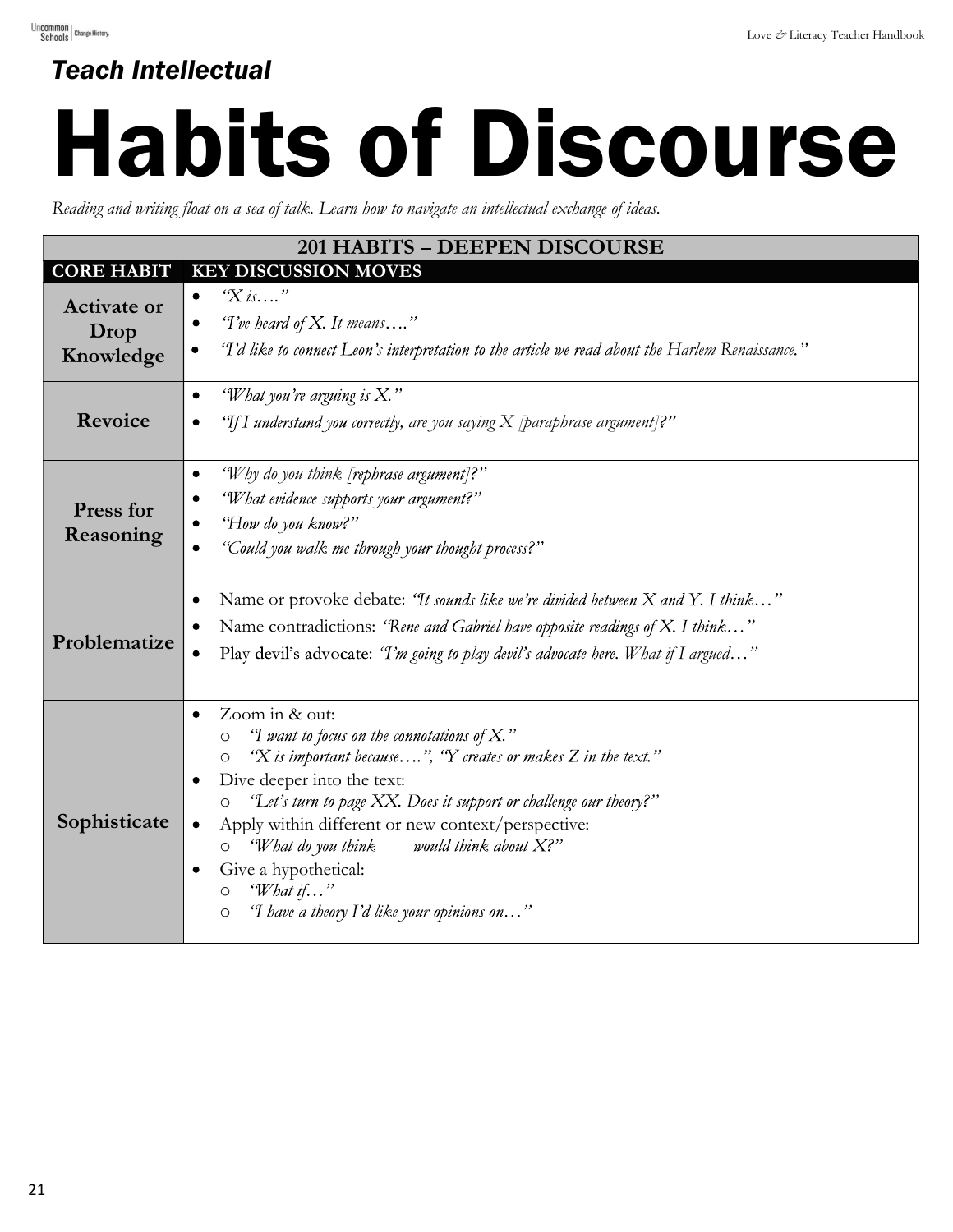*Teach Intellectual*

# Habits of Discourse

*Reading and writing float on a sea of talk. Learn how to navigate an intellectual exchange of ideas.*

| 201 HABITS – DEEPEN DISCOURSE | |
|---|---|
| **CORE HABIT** | **KEY DISCUSSION MOVES** |
| **Activate or Drop Knowledge** | • *"X is…."*<br>• *"I've heard of X. It means…."*<br>• *"I'd like to connect Leon's interpretation to the article we read about the Harlem Renaissance."* |
| **Revoice** | • *"What you're arguing is X."*<br>• *"If I understand you correctly, are you saying X [paraphrase argument]?"* |
| **Press for Reasoning** | • *"Why do you think [rephrase argument]?"*<br>• *"What evidence supports your argument?"*<br>• *"How do you know?"*<br>• *"Could you walk me through your thought process?"* |
| **Problematize** | • Name or provoke debate: *"It sounds like we're divided between X and Y. I think…"*<br>• Name contradictions: *"Rene and Gabriel have opposite readings of X. I think…"*<br>• Play devil's advocate: *"I'm going to play devil's advocate here. What if I argued…"* |
| **Sophisticate** | • Zoom in & out:<br>&nbsp;&nbsp;○ *"I want to focus on the connotations of X."*<br>&nbsp;&nbsp;○ *"X is important because….", "Y creates or makes Z in the text."*<br>• Dive deeper into the text:<br>&nbsp;&nbsp;○ *"Let's turn to page XX. Does it support or challenge our theory?"*<br>• Apply within different or new context/perspective:<br>&nbsp;&nbsp;○ *"What do you think ___ would think about X?"*<br>• Give a hypothetical:<br>&nbsp;&nbsp;○ *"What if…"*<br>&nbsp;&nbsp;○ *"I have a theory I'd like your opinions on…"* |